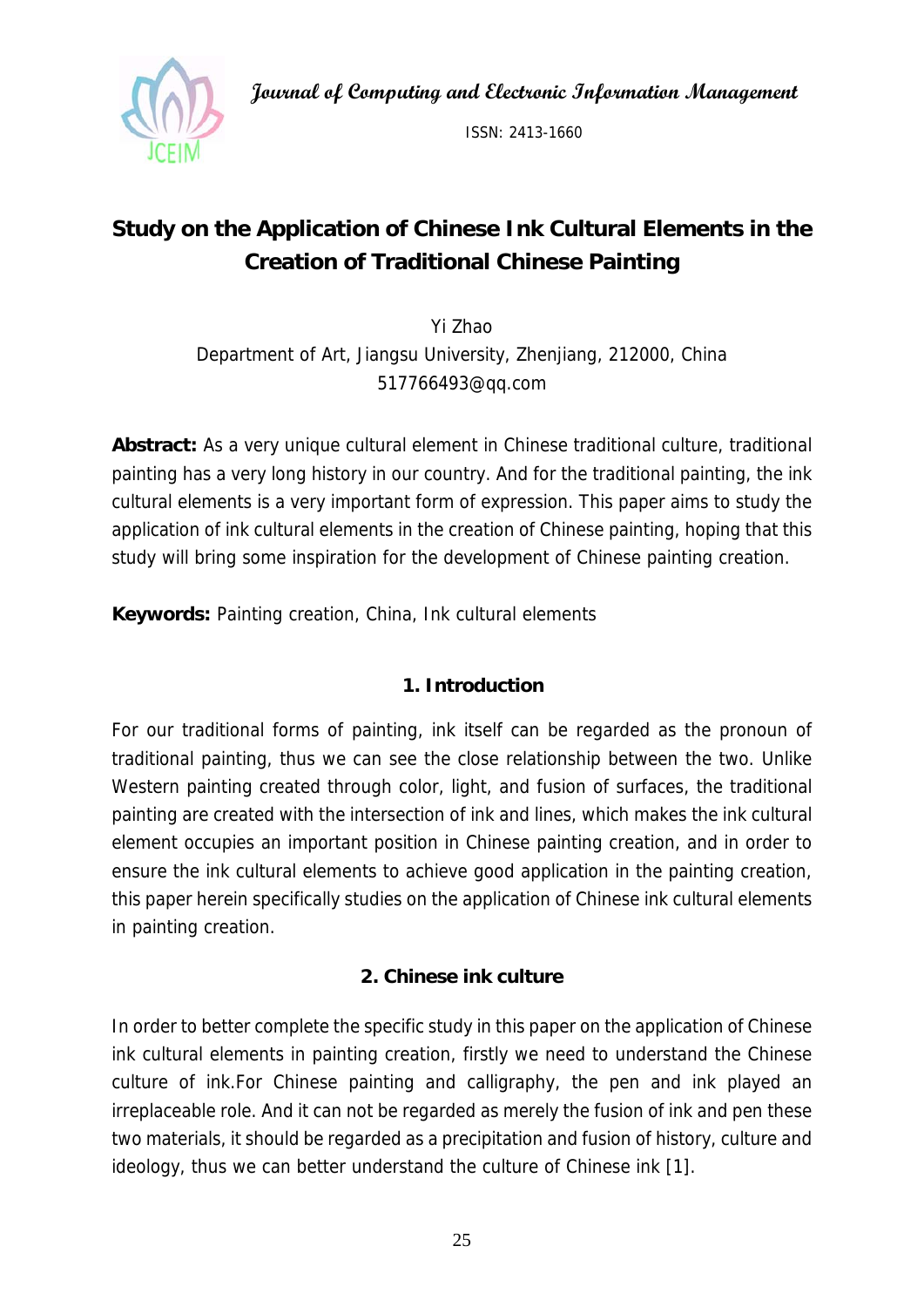# Study on the Application of Chinese Ink Cultural Elements in the Creation of Traditional Chinese Painting

Yi Zhao

Department of Art, Jiangsu University, Zhenjiang, 212000, China

517766493@qq.com

**Abstract:** As a very unique cultural element in Chinese traditional culture, traditional painting has a very long history in our country. And for the traditional painting, the ink cultural elements is a very important form of expression. This paper aims to study the application of ink cultural elements in the creation of Chinese painting, hoping that this study will bring some inspiration for the development of Chinese painting creation.

**Keywords:** Painting creation, China, Ink cultural elements

## 1. Introduction

For our traditional forms of painting, ink itself can be regarded as the pronoun of traditional painting, thus we can see the close relationship between the two. Unlike Western painting created through color, light, and fusion of surfaces, the traditional painting are created with the intersection of ink and lines, which makes the ink cultural element occupies an important position in Chinese painting creation, and in order to ensure the ink cultural elements to achieve good application in the painting creation, this paper herein specifically studies on the application of Chinese ink cultural elements in painting creation.

## 2. Chinese ink culture

In order to better complete the specific study in this paper on the application of Chinese ink cultural elements in painting creation, firstly we need to understand the Chinese culture of ink.For Chinese painting and calligraphy, the pen and ink played an irreplaceable role. And it can not be regarded as merely the fusion of ink and pen these two materials, it should be regarded as a precipitation and fusion of history, culture and ideology, thus we can better understand the culture of Chinese ink [1].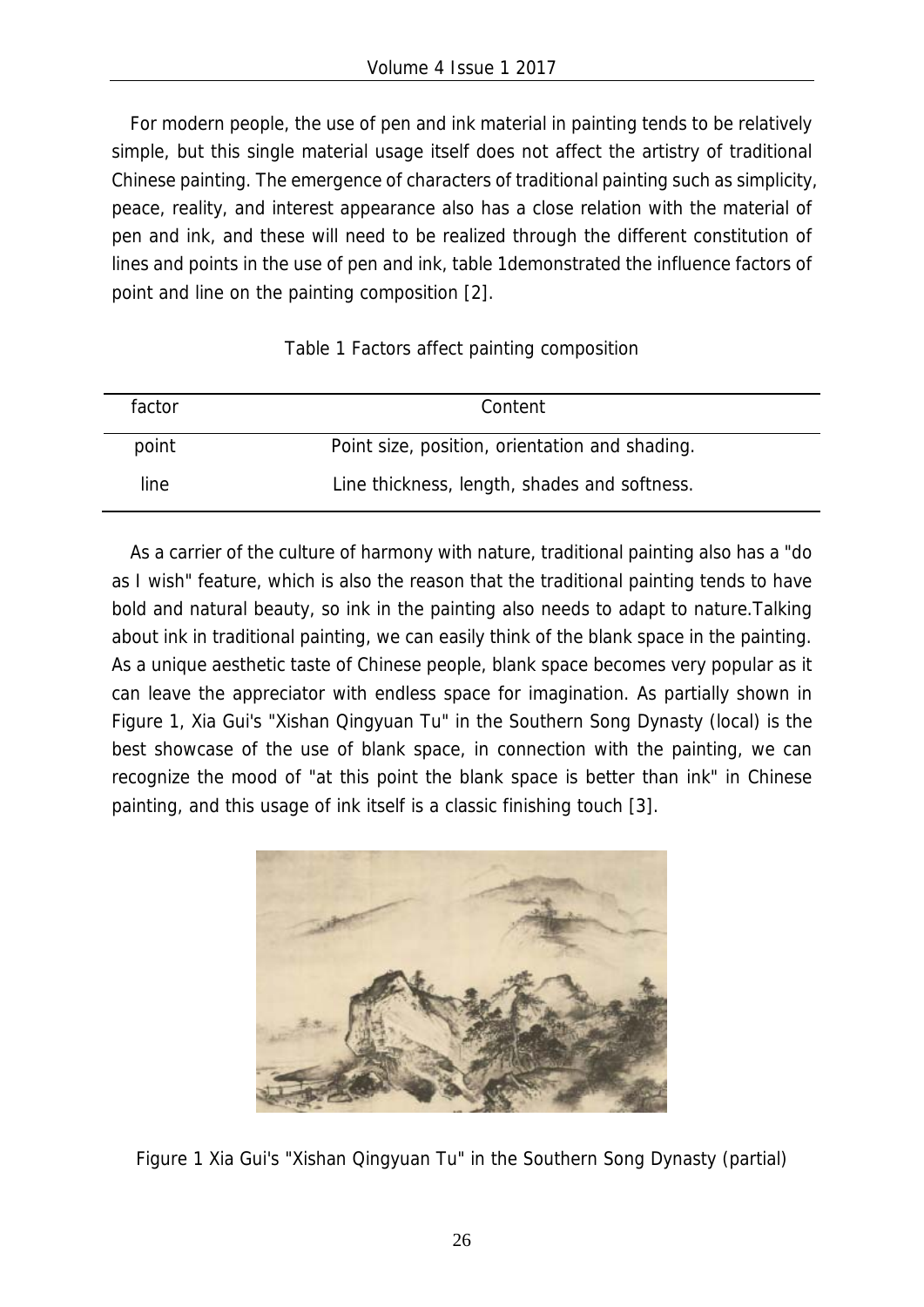For modern people, the use of pen and ink material in painting tends to be relatively simple, but this single material usage itself does not affect the artistry of traditional Chinese painting. The emergence of characters of traditional painting such as simplicity, peace, reality, and interest appearance also has a close relation with the material of pen and ink, and these will need to be realized through the different constitution of lines and points in the use of pen and ink, table 1demonstrated the influence factors of point and line on the painting composition [2].

Table 1 Factors affect painting composition

| factor | Content |
|---|---|
| point | Point size, position, orientation and shading. |
| line | Line thickness, length, shades and softness. |

As a carrier of the culture of harmony with nature, traditional painting also has a "do as I wish" feature, which is also the reason that the traditional painting tends to have bold and natural beauty, so ink in the painting also needs to adapt to nature.Talking about ink in traditional painting, we can easily think of the blank space in the painting. As a unique aesthetic taste of Chinese people, blank space becomes very popular as it can leave the appreciator with endless space for imagination. As partially shown in Figure 1, Xia Gui's "Xishan Qingyuan Tu" in the Southern Song Dynasty (local) is the best showcase of the use of blank space, in connection with the painting, we can recognize the mood of "at this point the blank space is better than ink" in Chinese painting, and this usage of ink itself is a classic finishing touch [3].

Figure 1 Xia Gui's "Xishan Qingyuan Tu" in the Southern Song Dynasty (partial)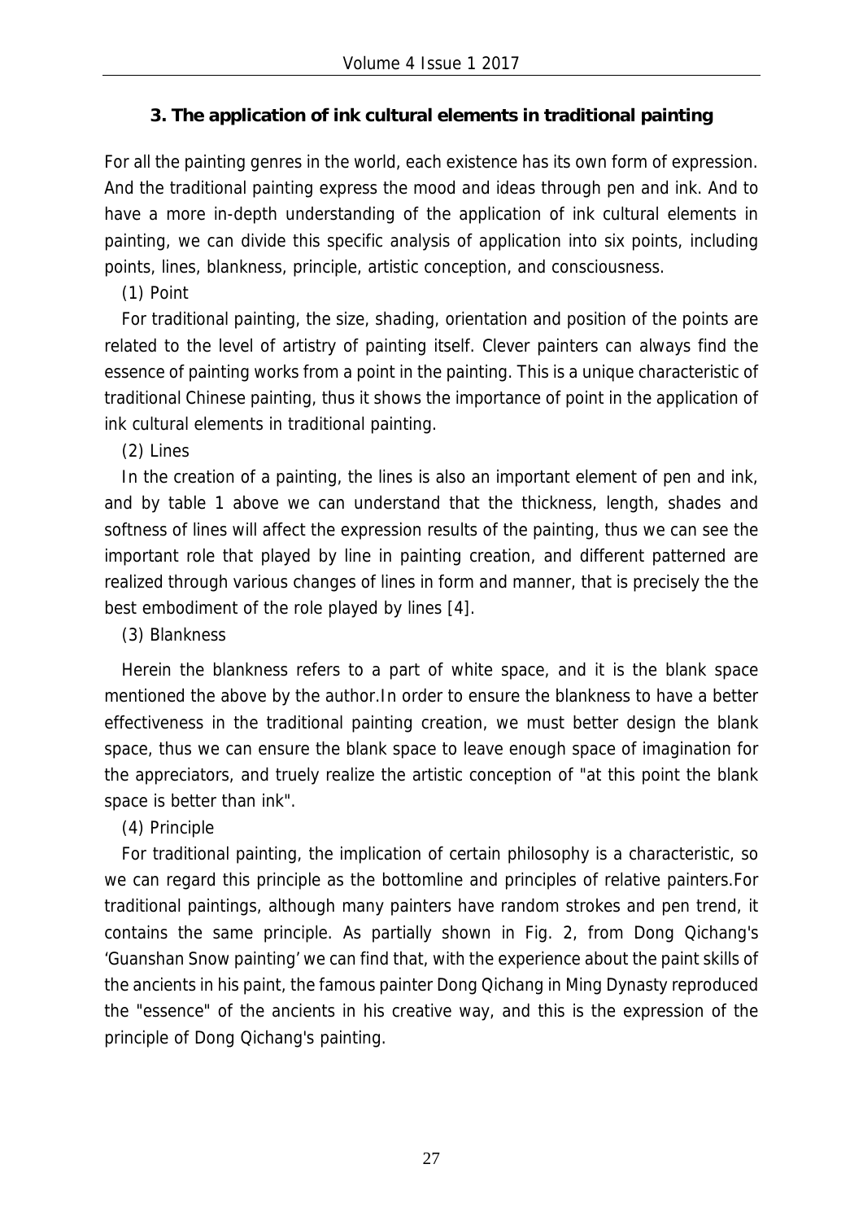### 3. The application of ink cultural elements in traditional painting

For all the painting genres in the world, each existence has its own form of expression. And the traditional painting express the mood and ideas through pen and ink. And to have a more in-depth understanding of the application of ink cultural elements in painting, we can divide this specific analysis of application into six points, including points, lines, blankness, principle, artistic conception, and consciousness.

(1) Point

For traditional painting, the size, shading, orientation and position of the points are related to the level of artistry of painting itself. Clever painters can always find the essence of painting works from a point in the painting. This is a unique characteristic of traditional Chinese painting, thus it shows the importance of point in the application of ink cultural elements in traditional painting.

(2) Lines

In the creation of a painting, the lines is also an important element of pen and ink, and by table 1 above we can understand that the thickness, length, shades and softness of lines will affect the expression results of the painting, thus we can see the important role that played by line in painting creation, and different patterned are realized through various changes of lines in form and manner, that is precisely the the best embodiment of the role played by lines [4].

(3) Blankness

Herein the blankness refers to a part of white space, and it is the blank space mentioned the above by the author.In order to ensure the blankness to have a better effectiveness in the traditional painting creation, we must better design the blank space, thus we can ensure the blank space to leave enough space of imagination for the appreciators, and truely realize the artistic conception of "at this point the blank space is better than ink".

(4) Principle

For traditional painting, the implication of certain philosophy is a characteristic, so we can regard this principle as the bottomline and principles of relative painters.For traditional paintings, although many painters have random strokes and pen trend, it contains the same principle. As partially shown in Fig. 2, from Dong Qichang's 'Guanshan Snow painting' we can find that, with the experience about the paint skills of the ancients in his paint, the famous painter Dong Qichang in Ming Dynasty reproduced the "essence" of the ancients in his creative way, and this is the expression of the principle of Dong Qichang's painting.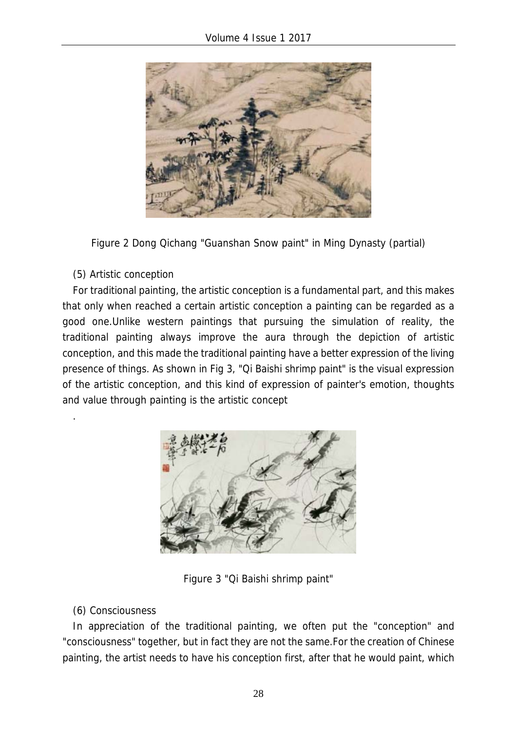Figure 2 Dong Qichang "Guanshan Snow paint" in Ming Dynasty (partial)

(5) Artistic conception

For traditional painting, the artistic conception is a fundamental part, and this makes that only when reached a certain artistic conception a painting can be regarded as a good one.Unlike western paintings that pursuing the simulation of reality, the traditional painting always improve the aura through the depiction of artistic conception, and this made the traditional painting have a better expression of the living presence of things. As shown in Fig 3, "Qi Baishi shrimp paint" is the visual expression of the artistic conception, and this kind of expression of painter's emotion, thoughts and value through painting is the artistic concept

.

Figure 3 "Qi Baishi shrimp paint"

(6) Consciousness

In appreciation of the traditional painting, we often put the "conception" and "consciousness" together, but in fact they are not the same.For the creation of Chinese painting, the artist needs to have his conception first, after that he would paint, which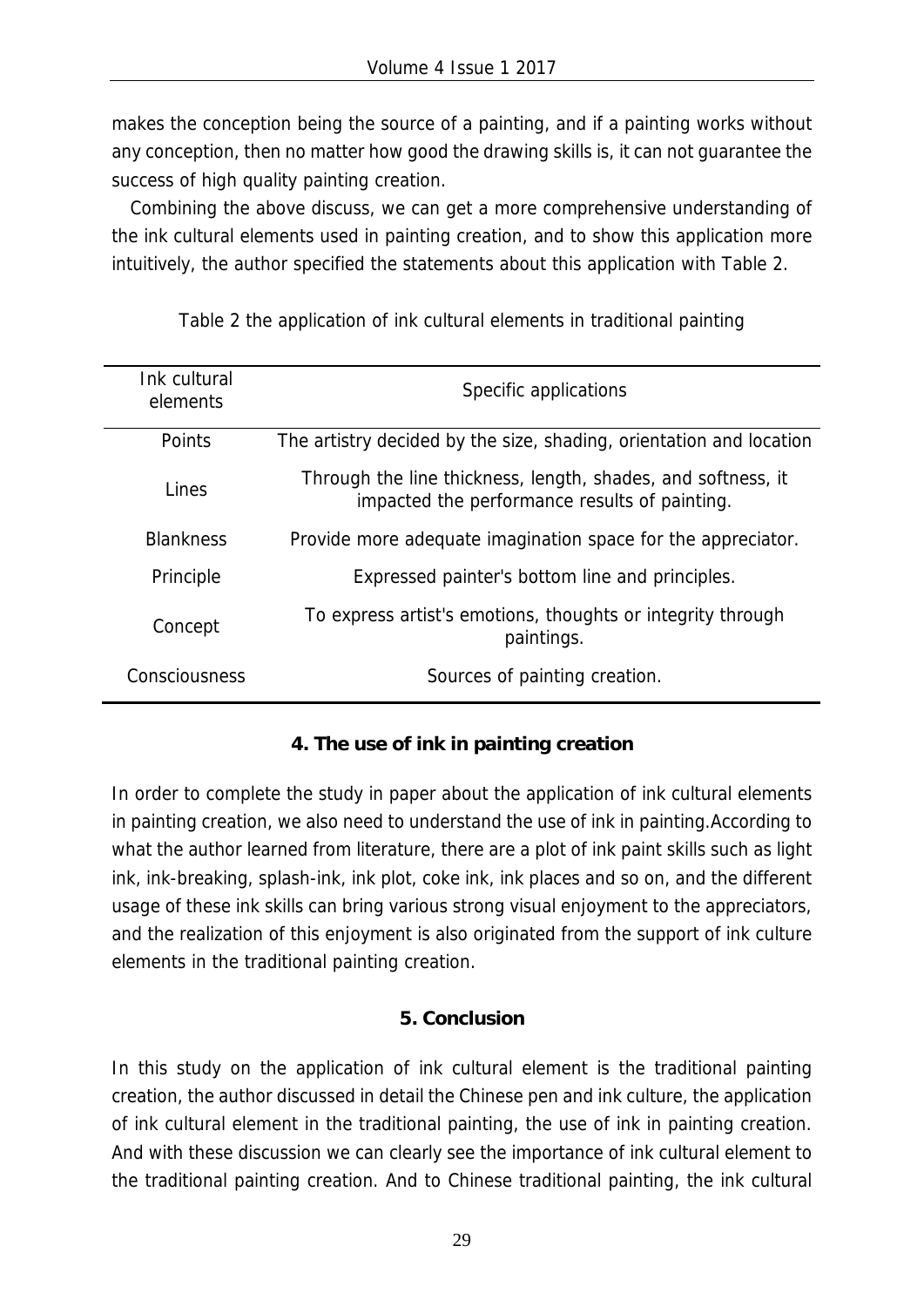makes the conception being the source of a painting, and if a painting works without any conception, then no matter how good the drawing skills is, it can not guarantee the success of high quality painting creation.

Combining the above discuss, we can get a more comprehensive understanding of the ink cultural elements used in painting creation, and to show this application more intuitively, the author specified the statements about this application with Table 2.

Table 2 the application of ink cultural elements in traditional painting

| Ink cultural elements | Specific applications |
|---|---|
| Points | The artistry decided by the size, shading, orientation and location |
| Lines | Through the line thickness, length, shades, and softness, it impacted the performance results of painting. |
| Blankness | Provide more adequate imagination space for the appreciator. |
| Principle | Expressed painter's bottom line and principles. |
| Concept | To express artist's emotions, thoughts or integrity through paintings. |
| Consciousness | Sources of painting creation. |

## 4. The use of ink in painting creation

In order to complete the study in paper about the application of ink cultural elements in painting creation, we also need to understand the use of ink in painting.According to what the author learned from literature, there are a plot of ink paint skills such as light ink, ink-breaking, splash-ink, ink plot, coke ink, ink places and so on, and the different usage of these ink skills can bring various strong visual enjoyment to the appreciators, and the realization of this enjoyment is also originated from the support of ink culture elements in the traditional painting creation.

## 5. Conclusion

In this study on the application of ink cultural element is the traditional painting creation, the author discussed in detail the Chinese pen and ink culture, the application of ink cultural element in the traditional painting, the use of ink in painting creation. And with these discussion we can clearly see the importance of ink cultural element to the traditional painting creation. And to Chinese traditional painting, the ink cultural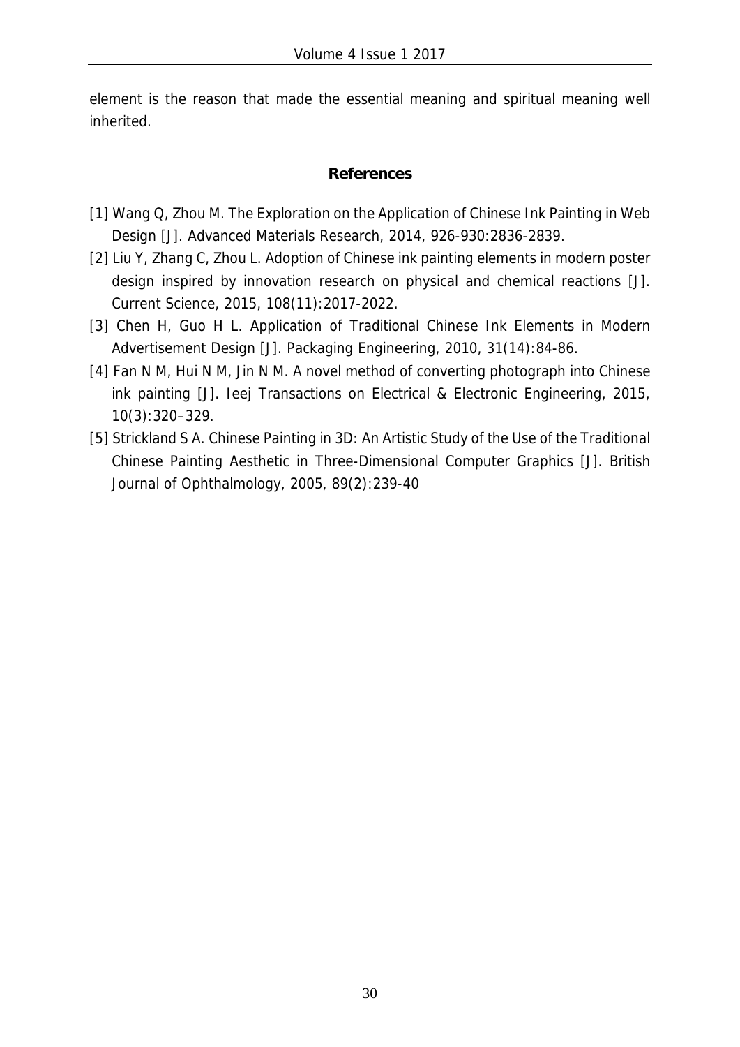element is the reason that made the essential meaning and spiritual meaning well inherited.

## References

[1] Wang Q, Zhou M. The Exploration on the Application of Chinese Ink Painting in Web Design [J]. Advanced Materials Research, 2014, 926-930:2836-2839.

[2] Liu Y, Zhang C, Zhou L. Adoption of Chinese ink painting elements in modern poster design inspired by innovation research on physical and chemical reactions [J]. Current Science, 2015, 108(11):2017-2022.

[3] Chen H, Guo H L. Application of Traditional Chinese Ink Elements in Modern Advertisement Design [J]. Packaging Engineering, 2010, 31(14):84-86.

[4] Fan N M, Hui N M, Jin N M. A novel method of converting photograph into Chinese ink painting [J]. Ieej Transactions on Electrical & Electronic Engineering, 2015, 10(3):320–329.

[5] Strickland S A. Chinese Painting in 3D: An Artistic Study of the Use of the Traditional Chinese Painting Aesthetic in Three-Dimensional Computer Graphics [J]. British Journal of Ophthalmology, 2005, 89(2):239-40